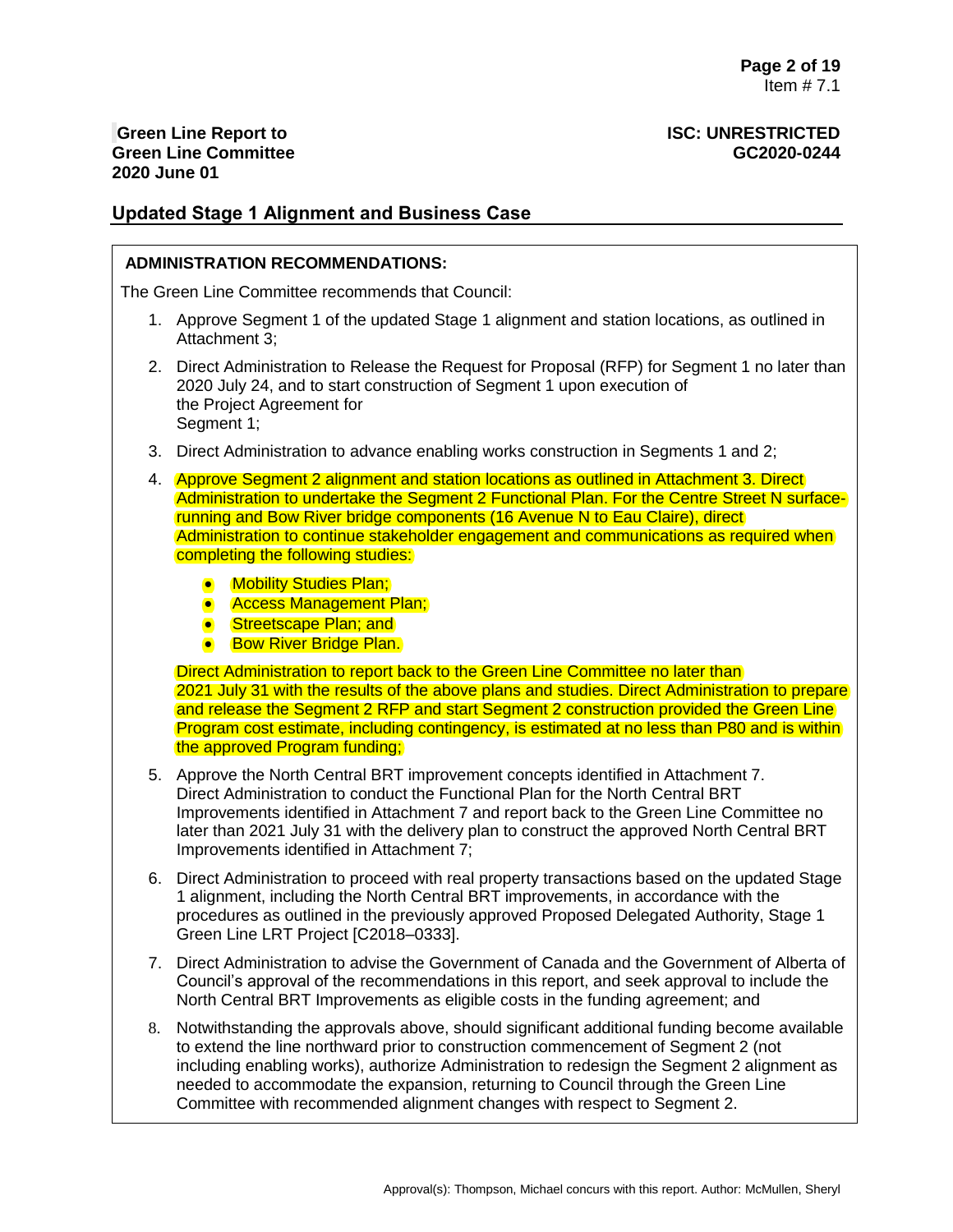**Green Line Report to Green Line Committee 2020 June 01**

**ISC: UNRESTRICTED GC2020-0244**

## Updated Stage 1 Alignment and Business Case

**ADMINISTRATION RECOMMENDATIONS:**

The Green Line Committee recommends that Council:

1. Approve Segment 1 of the updated Stage 1 alignment and station locations, as outlined in Attachment 3;
2. Direct Administration to Release the Request for Proposal (RFP) for Segment 1 no later than 2020 July 24, and to start construction of Segment 1 upon execution of the Project Agreement for Segment 1;
3. Direct Administration to advance enabling works construction in Segments 1 and 2;
4. Approve Segment 2 alignment and station locations as outlined in Attachment 3. Direct Administration to undertake the Segment 2 Functional Plan. For the Centre Street N surface-running and Bow River bridge components (16 Avenue N to Eau Claire), direct Administration to continue stakeholder engagement and communications as required when completing the following studies:
   - Mobility Studies Plan;
   - Access Management Plan;
   - Streetscape Plan; and
   - Bow River Bridge Plan.

   Direct Administration to report back to the Green Line Committee no later than 2021 July 31 with the results of the above plans and studies. Direct Administration to prepare and release the Segment 2 RFP and start Segment 2 construction provided the Green Line Program cost estimate, including contingency, is estimated at no less than P80 and is within the approved Program funding;
5. Approve the North Central BRT improvement concepts identified in Attachment 7. Direct Administration to conduct the Functional Plan for the North Central BRT Improvements identified in Attachment 7 and report back to the Green Line Committee no later than 2021 July 31 with the delivery plan to construct the approved North Central BRT Improvements identified in Attachment 7;
6. Direct Administration to proceed with real property transactions based on the updated Stage 1 alignment, including the North Central BRT improvements, in accordance with the procedures as outlined in the previously approved Proposed Delegated Authority, Stage 1 Green Line LRT Project [C2018–0333].
7. Direct Administration to advise the Government of Canada and the Government of Alberta of Council's approval of the recommendations in this report, and seek approval to include the North Central BRT Improvements as eligible costs in the funding agreement; and
8. Notwithstanding the approvals above, should significant additional funding become available to extend the line northward prior to construction commencement of Segment 2 (not including enabling works), authorize Administration to redesign the Segment 2 alignment as needed to accommodate the expansion, returning to Council through the Green Line Committee with recommended alignment changes with respect to Segment 2.

Approval(s): Thompson, Michael concurs with this report. Author: McMullen, Sheryl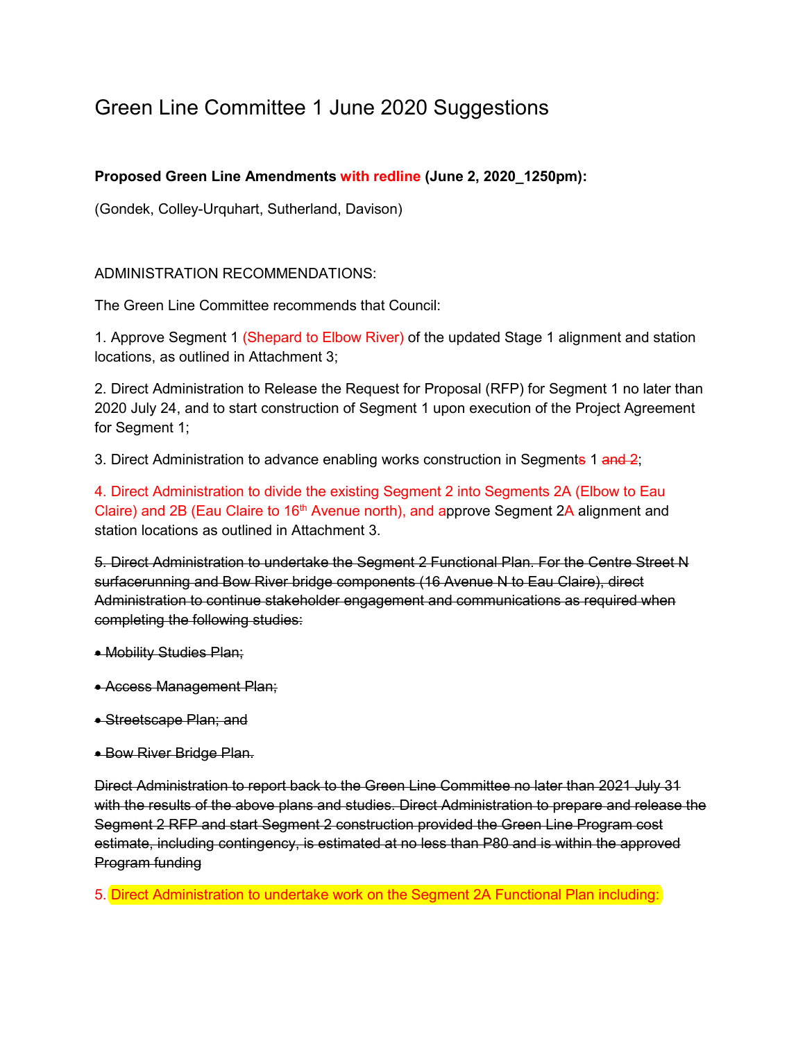# Green Line Committee 1 June 2020 Suggestions

**Proposed Green Line Amendments with redline (June 2, 2020_1250pm):**

(Gondek, Colley-Urquhart, Sutherland, Davison)

ADMINISTRATION RECOMMENDATIONS:

The Green Line Committee recommends that Council:

1. Approve Segment 1 (Shepard to Elbow River) of the updated Stage 1 alignment and station locations, as outlined in Attachment 3;

2. Direct Administration to Release the Request for Proposal (RFP) for Segment 1 no later than 2020 July 24, and to start construction of Segment 1 upon execution of the Project Agreement for Segment 1;

3. Direct Administration to advance enabling works construction in Segment~~s~~ 1 ~~and 2~~;

4. Direct Administration to divide the existing Segment 2 into Segments 2A (Elbow to Eau Claire) and 2B (Eau Claire to 16th Avenue north), and approve Segment 2A alignment and station locations as outlined in Attachment 3.

~~5. Direct Administration to undertake the Segment 2 Functional Plan. For the Centre Street N surfacerunning and Bow River bridge components (16 Avenue N to Eau Claire), direct Administration to continue stakeholder engagement and communications as required when completing the following studies:~~

- ~~Mobility Studies Plan;~~
- ~~Access Management Plan;~~
- ~~Streetscape Plan; and~~
- ~~Bow River Bridge Plan.~~

~~Direct Administration to report back to the Green Line Committee no later than 2021 July 31 with the results of the above plans and studies. Direct Administration to prepare and release the Segment 2 RFP and start Segment 2 construction provided the Green Line Program cost estimate, including contingency, is estimated at no less than P80 and is within the approved Program funding~~

5. Direct Administration to undertake work on the Segment 2A Functional Plan including: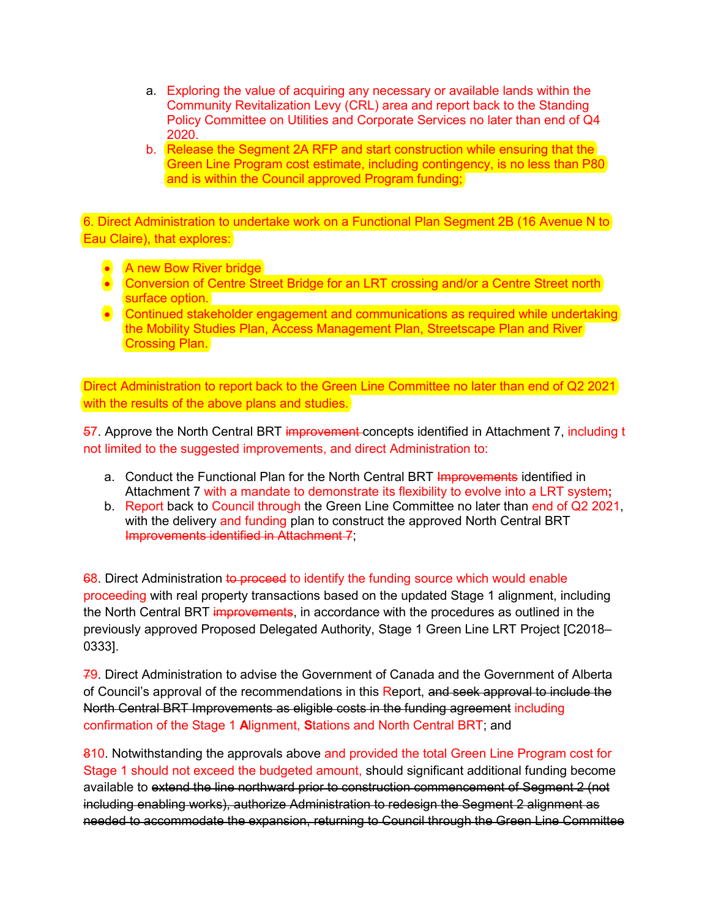a. Exploring the value of acquiring any necessary or available lands within the Community Revitalization Levy (CRL) area and report back to the Standing Policy Committee on Utilities and Corporate Services no later than end of Q4 2020.
b. Release the Segment 2A RFP and start construction while ensuring that the Green Line Program cost estimate, including contingency, is no less than P80 and is within the Council approved Program funding;

6. Direct Administration to undertake work on a Functional Plan Segment 2B (16 Avenue N to Eau Claire), that explores:

- A new Bow River bridge
- Conversion of Centre Street Bridge for an LRT crossing and/or a Centre Street north surface option.
- Continued stakeholder engagement and communications as required while undertaking the Mobility Studies Plan, Access Management Plan, Streetscape Plan and River Crossing Plan.

Direct Administration to report back to the Green Line Committee no later than end of Q2 2021 with the results of the above plans and studies.

~~5~~7. Approve the North Central BRT ~~improvement~~ concepts identified in Attachment 7, including t not limited to the suggested improvements, and direct Administration to:

a. Conduct the Functional Plan for the North Central BRT ~~Improvements~~ identified in Attachment 7 with a mandate to demonstrate its flexibility to evolve into a LRT system**;**
b. Report back to Council through the Green Line Committee no later than end of Q2 2021, with the delivery and funding plan to construct the approved North Central BRT ~~Improvements identified in Attachment 7~~;

~~6~~8. Direct Administration ~~to proceed~~ to identify the funding source which would enable proceeding with real property transactions based on the updated Stage 1 alignment, including the North Central BRT ~~improvements~~, in accordance with the procedures as outlined in the previously approved Proposed Delegated Authority, Stage 1 Green Line LRT Project [C2018–0333].

~~7~~9. Direct Administration to advise the Government of Canada and the Government of Alberta of Council's approval of the recommendations in this Report, ~~and seek approval to include the North Central BRT Improvements as eligible costs in the funding agreement~~ including confirmation of the Stage 1 **A**lignment, **S**tations and North Central BRT; and

~~8~~10. Notwithstanding the approvals above and provided the total Green Line Program cost for Stage 1 should not exceed the budgeted amount, should significant additional funding become available to ~~extend the line northward prior to construction commencement of Segment 2 (not including enabling works), authorize Administration to redesign the Segment 2 alignment as needed to accommodate the expansion, returning to Council through the Green Line Committee~~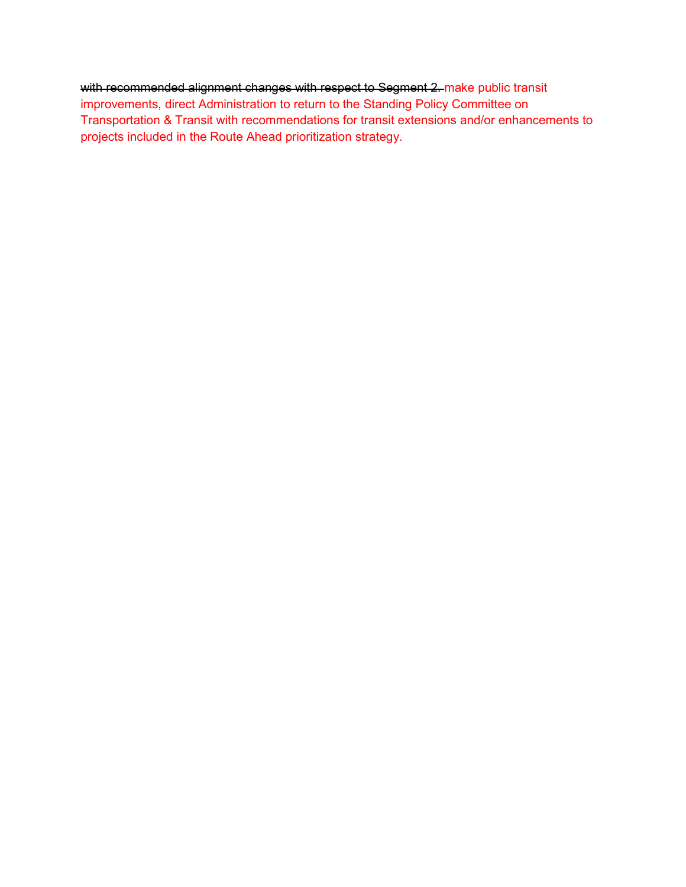~~with recommended alignment changes with respect to Segment 2.~~ make public transit improvements, direct Administration to return to the Standing Policy Committee on Transportation & Transit with recommendations for transit extensions and/or enhancements to projects included in the Route Ahead prioritization strategy.